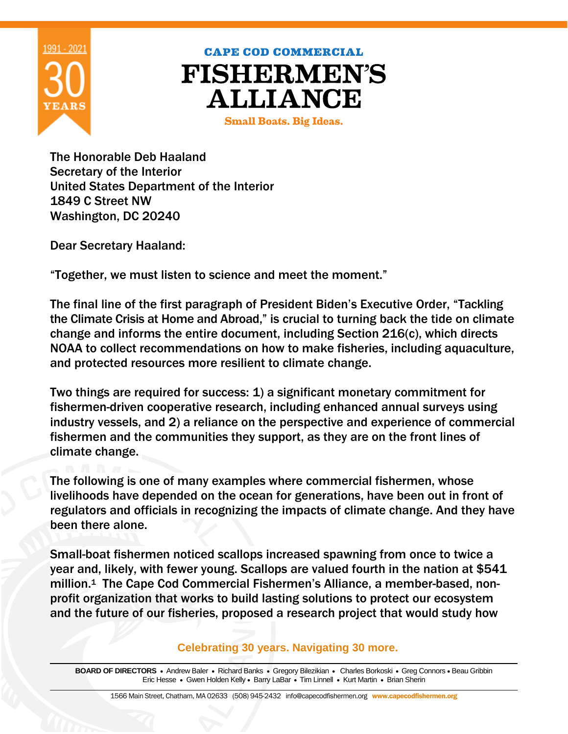# CAPE COD COMMERCIAL FISHERMEN'S ALLIANCE

Small Boats. Big Ideas.

1991 - 2021 30 YEARS

The Honorable Deb Haaland
Secretary of the Interior
United States Department of the Interior
1849 C Street NW
Washington, DC 20240

Dear Secretary Haaland:

"Together, we must listen to science and meet the moment."

The final line of the first paragraph of President Biden's Executive Order, "Tackling the Climate Crisis at Home and Abroad," is crucial to turning back the tide on climate change and informs the entire document, including Section 216(c), which directs NOAA to collect recommendations on how to make fisheries, including aquaculture, and protected resources more resilient to climate change.

Two things are required for success: 1) a significant monetary commitment for fishermen-driven cooperative research, including enhanced annual surveys using industry vessels, and 2) a reliance on the perspective and experience of commercial fishermen and the communities they support, as they are on the front lines of climate change.

The following is one of many examples where commercial fishermen, whose livelihoods have depended on the ocean for generations, have been out in front of regulators and officials in recognizing the impacts of climate change. And they have been there alone.

Small-boat fishermen noticed scallops increased spawning from once to twice a year and, likely, with fewer young. Scallops are valued fourth in the nation at $541 million.[1] The Cape Cod Commercial Fishermen's Alliance, a member-based, non-profit organization that works to build lasting solutions to protect our ecosystem and the future of our fisheries, proposed a research project that would study how

Celebrating 30 years. Navigating 30 more.

**BOARD OF DIRECTORS** • Andrew Baler • Richard Banks • Gregory Bilezikian • Charles Borkoski • Greg Connors • Beau Gribbin
Eric Hesse • Gwen Holden Kelly • Barry LaBar • Tim Linnell • Kurt Martin • Brian Sherin

1566 Main Street, Chatham, MA 02633 (508) 945-2432 info@capecodfishermen.org www.capecodfishermen.org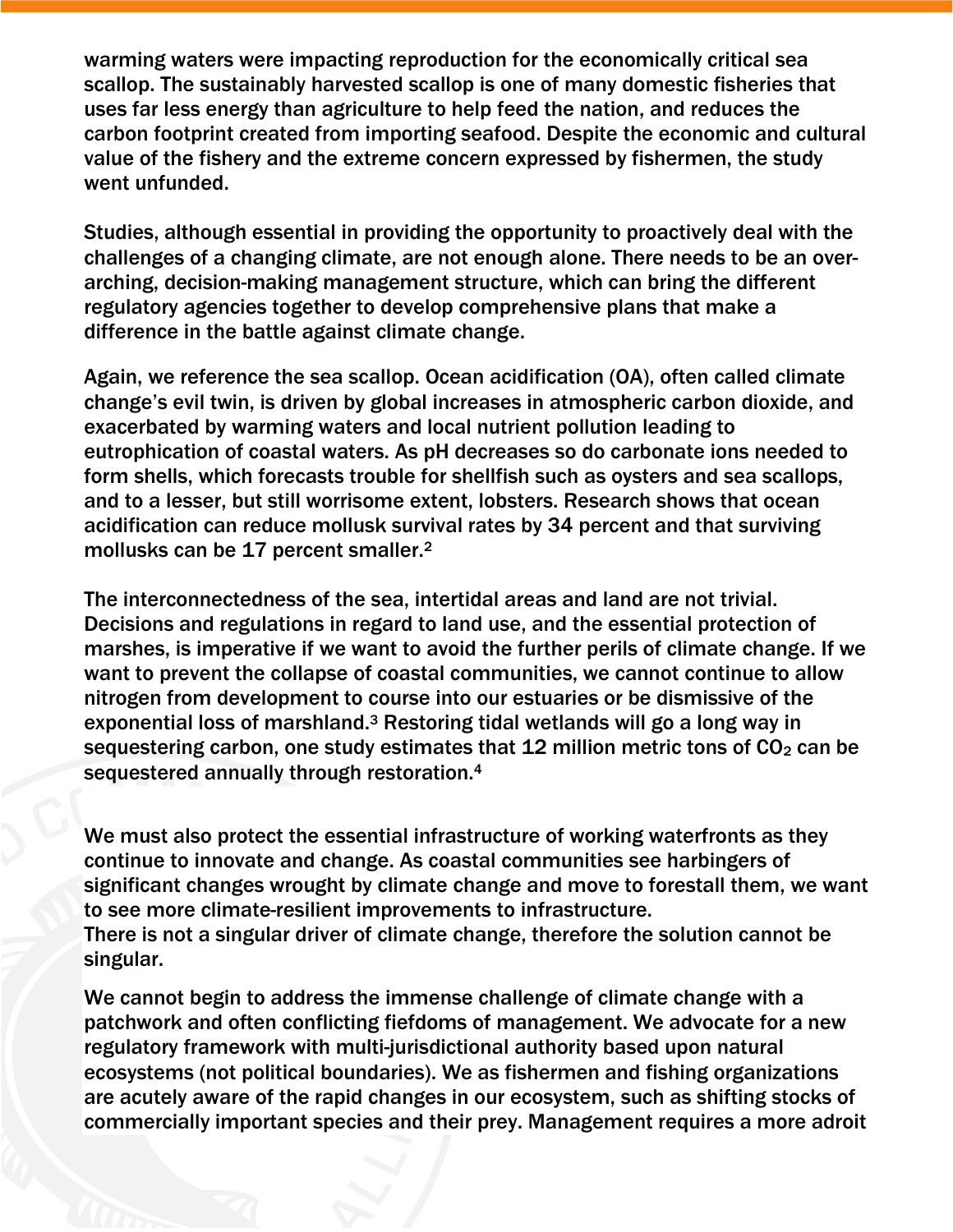warming waters were impacting reproduction for the economically critical sea scallop. The sustainably harvested scallop is one of many domestic fisheries that uses far less energy than agriculture to help feed the nation, and reduces the carbon footprint created from importing seafood. Despite the economic and cultural value of the fishery and the extreme concern expressed by fishermen, the study went unfunded.

Studies, although essential in providing the opportunity to proactively deal with the challenges of a changing climate, are not enough alone. There needs to be an over-arching, decision-making management structure, which can bring the different regulatory agencies together to develop comprehensive plans that make a difference in the battle against climate change.

Again, we reference the sea scallop. Ocean acidification (OA), often called climate change's evil twin, is driven by global increases in atmospheric carbon dioxide, and exacerbated by warming waters and local nutrient pollution leading to eutrophication of coastal waters. As pH decreases so do carbonate ions needed to form shells, which forecasts trouble for shellfish such as oysters and sea scallops, and to a lesser, but still worrisome extent, lobsters. Research shows that ocean acidification can reduce mollusk survival rates by 34 percent and that surviving mollusks can be 17 percent smaller.[2]

The interconnectedness of the sea, intertidal areas and land are not trivial. Decisions and regulations in regard to land use, and the essential protection of marshes, is imperative if we want to avoid the further perils of climate change. If we want to prevent the collapse of coastal communities, we cannot continue to allow nitrogen from development to course into our estuaries or be dismissive of the exponential loss of marshland.[3] Restoring tidal wetlands will go a long way in sequestering carbon, one study estimates that 12 million metric tons of $CO_2$ can be sequestered annually through restoration.[4]

We must also protect the essential infrastructure of working waterfronts as they continue to innovate and change. As coastal communities see harbingers of significant changes wrought by climate change and move to forestall them, we want to see more climate-resilient improvements to infrastructure.
There is not a singular driver of climate change, therefore the solution cannot be singular.

We cannot begin to address the immense challenge of climate change with a patchwork and often conflicting fiefdoms of management. We advocate for a new regulatory framework with multi-jurisdictional authority based upon natural ecosystems (not political boundaries). We as fishermen and fishing organizations are acutely aware of the rapid changes in our ecosystem, such as shifting stocks of commercially important species and their prey. Management requires a more adroit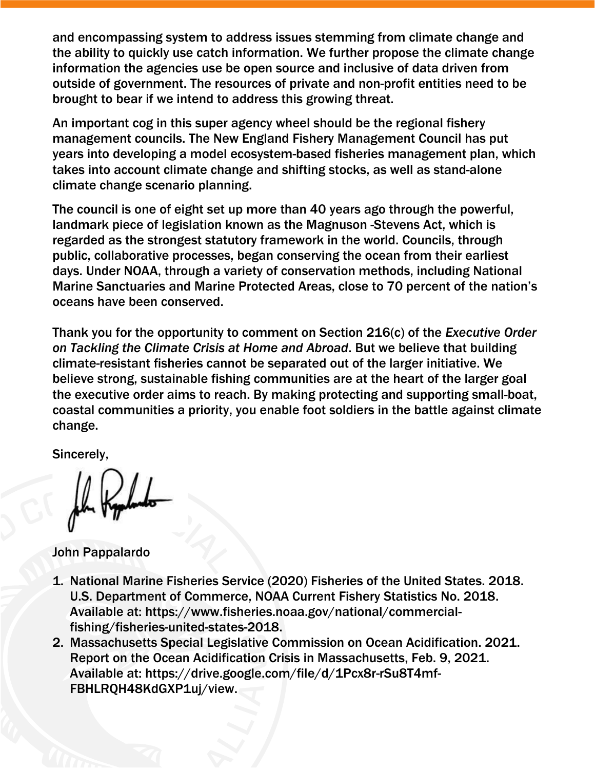and encompassing system to address issues stemming from climate change and the ability to quickly use catch information. We further propose the climate change information the agencies use be open source and inclusive of data driven from outside of government. The resources of private and non-profit entities need to be brought to bear if we intend to address this growing threat.

An important cog in this super agency wheel should be the regional fishery management councils. The New England Fishery Management Council has put years into developing a model ecosystem-based fisheries management plan, which takes into account climate change and shifting stocks, as well as stand-alone climate change scenario planning.

The council is one of eight set up more than 40 years ago through the powerful, landmark piece of legislation known as the Magnuson -Stevens Act, which is regarded as the strongest statutory framework in the world. Councils, through public, collaborative processes, began conserving the ocean from their earliest days. Under NOAA, through a variety of conservation methods, including National Marine Sanctuaries and Marine Protected Areas, close to 70 percent of the nation's oceans have been conserved.

Thank you for the opportunity to comment on Section 216(c) of the *Executive Order on Tackling the Climate Crisis at Home and Abroad*. But we believe that building climate-resistant fisheries cannot be separated out of the larger initiative. We believe strong, sustainable fishing communities are at the heart of the larger goal the executive order aims to reach. By making protecting and supporting small-boat, coastal communities a priority, you enable foot soldiers in the battle against climate change.

Sincerely,

John Pappalardo

1. National Marine Fisheries Service (2020) Fisheries of the United States. 2018. U.S. Department of Commerce, NOAA Current Fishery Statistics No. 2018. Available at: https://www.fisheries.noaa.gov/national/commercial-fishing/fisheries-united-states-2018.
2. Massachusetts Special Legislative Commission on Ocean Acidification. 2021. Report on the Ocean Acidification Crisis in Massachusetts, Feb. 9, 2021. Available at: https://drive.google.com/file/d/1Pcx8r-rSu8T4mf-FBHLRQH48KdGXP1uj/view.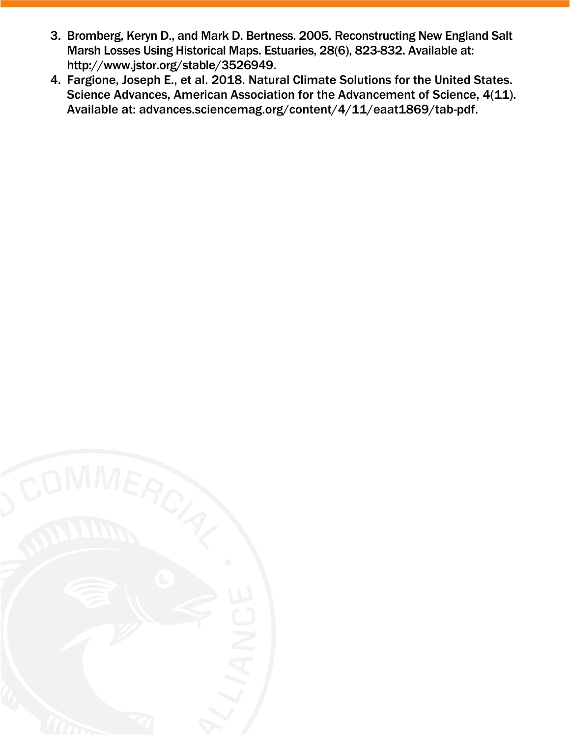3. Bromberg, Keryn D., and Mark D. Bertness. 2005. Reconstructing New England Salt Marsh Losses Using Historical Maps. Estuaries, 28(6), 823-832. Available at: http://www.jstor.org/stable/3526949.
4. Fargione, Joseph E., et al. 2018. Natural Climate Solutions for the United States. Science Advances, American Association for the Advancement of Science, 4(11). Available at: advances.sciencemag.org/content/4/11/eaat1869/tab-pdf.